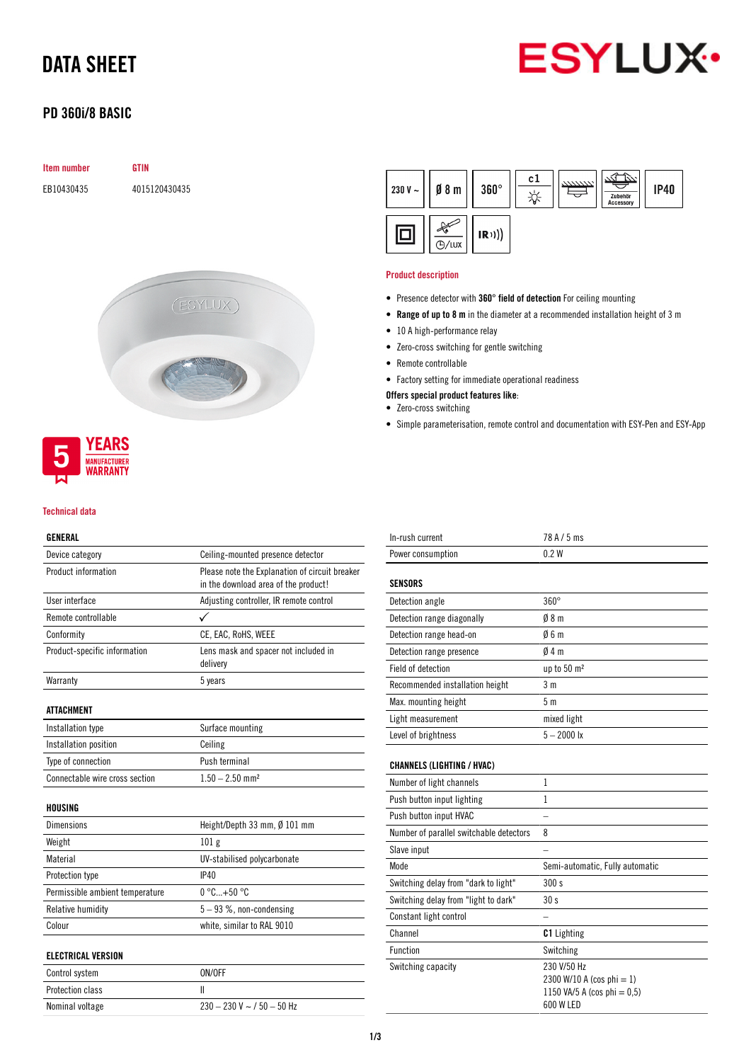# DATA SHEET

## PD 360i/8 BASIC

| Item number | GTIN |
|---|---|
| EB10430435 | 4015120430435 |

230 V ~ | Ø 8 m | 360° | c1 | Zubehör Accessory | IP40 | ⊙/LUX | IR

### Product description

- Presence detector with **360° field of detection** For ceiling mounting
- **Range of up to 8 m** in the diameter at a recommended installation height of 3 m
- 10 A high-performance relay
- Zero-cross switching for gentle switching
- Remote controllable
- Factory setting for immediate operational readiness

**Offers special product features like:**

- Zero-cross switching
- Simple parameterisation, remote control and documentation with ESY-Pen and ESY-App

5 YEARS MANUFACTURER WARRANTY

### Technical data

| GENERAL | |
|---|---|
| Device category | Ceiling-mounted presence detector |
| Product information | Please note the Explanation of circuit breaker in the download area of the product! |
| User interface | Adjusting controller, IR remote control |
| Remote controllable | ✓ |
| Conformity | CE, EAC, RoHS, WEEE |
| Product-specific information | Lens mask and spacer not included in delivery |
| Warranty | 5 years |

| ATTACHMENT | |
|---|---|
| Installation type | Surface mounting |
| Installation position | Ceiling |
| Type of connection | Push terminal |
| Connectable wire cross section | 1.50 – 2.50 mm² |

| HOUSING | |
|---|---|
| Dimensions | Height/Depth 33 mm, Ø 101 mm |
| Weight | 101 g |
| Material | UV-stabilised polycarbonate |
| Protection type | IP40 |
| Permissible ambient temperature | 0 °C...+50 °C |
| Relative humidity | 5 – 93 %, non-condensing |
| Colour | white, similar to RAL 9010 |

| ELECTRICAL VERSION | |
|---|---|
| Control system | ON/OFF |
| Protection class | II |
| Nominal voltage | 230 – 230 V ~ / 50 – 50 Hz |
| In-rush current | 78 A / 5 ms |
| Power consumption | 0.2 W |

| SENSORS | |
|---|---|
| Detection angle | 360° |
| Detection range diagonally | Ø 8 m |
| Detection range head-on | Ø 6 m |
| Detection range presence | Ø 4 m |
| Field of detection | up to 50 m² |
| Recommended installation height | 3 m |
| Max. mounting height | 5 m |
| Light measurement | mixed light |
| Level of brightness | 5 – 2000 lx |

| CHANNELS (LIGHTING / HVAC) | |
|---|---|
| Number of light channels | 1 |
| Push button input lighting | 1 |
| Push button input HVAC | – |
| Number of parallel switchable detectors | 8 |
| Slave input | – |
| Mode | Semi-automatic, Fully automatic |
| Switching delay from "dark to light" | 300 s |
| Switching delay from "light to dark" | 30 s |
| Constant light control | – |
| Channel | **C1** Lighting |
| Function | Switching |
| Switching capacity | 230 V/50 Hz<br>2300 W/10 A (cos phi = 1)<br>1150 VA/5 A (cos phi = 0,5)<br>600 W LED |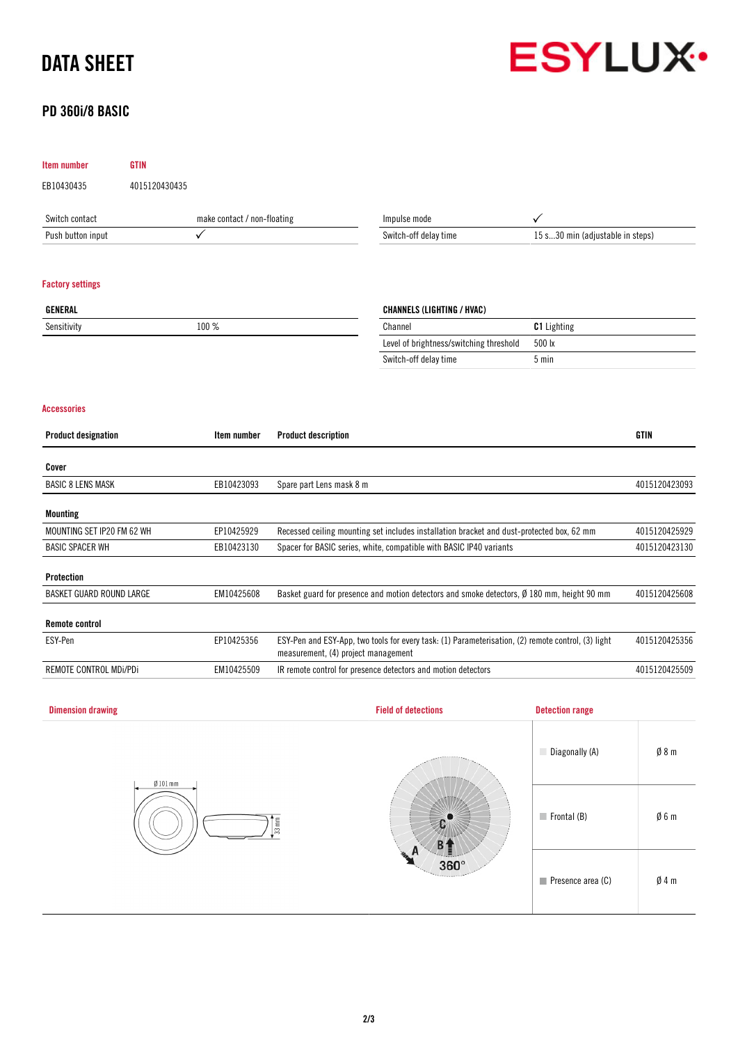# DATA SHEET

## PD 360i/8 BASIC

| Item number | GTIN |
|---|---|
| EB10430435 | 4015120430435 |

| | |
|---|---|
| Switch contact | make contact / non-floating |
| Push button input | ✓ |

| | |
|---|---|
| Impulse mode | ✓ |
| Switch-off delay time | 15 s...30 min (adjustable in steps) |

### Factory settings

| GENERAL | |
|---|---|
| Sensitivity | 100 % |

| CHANNELS (LIGHTING / HVAC) | |
|---|---|
| Channel | **C1** Lighting |
| Level of brightness/switching threshold | 500 lx |
| Switch-off delay time | 5 min |

### Accessories

| Product designation | Item number | Product description | GTIN |
|---|---|---|---|
| **Cover** | | | |
| BASIC 8 LENS MASK | EB10423093 | Spare part Lens mask 8 m | 4015120423093 |
| **Mounting** | | | |
| MOUNTING SET IP20 FM 62 WH | EP10425929 | Recessed ceiling mounting set includes installation bracket and dust-protected box, 62 mm | 4015120425929 |
| BASIC SPACER WH | EB10423130 | Spacer for BASIC series, white, compatible with BASIC IP40 variants | 4015120423130 |
| **Protection** | | | |
| BASKET GUARD ROUND LARGE | EM10425608 | Basket guard for presence and motion detectors and smoke detectors, Ø 180 mm, height 90 mm | 4015120425608 |
| **Remote control** | | | |
| ESY-Pen | EP10425356 | ESY-Pen and ESY-App, two tools for every task: (1) Parameterisation, (2) remote control, (3) light measurement, (4) project management | 4015120425356 |
| REMOTE CONTROL MDi/PDi | EM10425509 | IR remote control for presence detectors and motion detectors | 4015120425509 |

### Dimension drawing

Ø 101 mm

33 mm

### Field of detections

A B C 360°

### Detection range

| | |
|---|---|
| Diagonally (A) | Ø 8 m |
| Frontal (B) | Ø 6 m |
| Presence area (C) | Ø 4 m |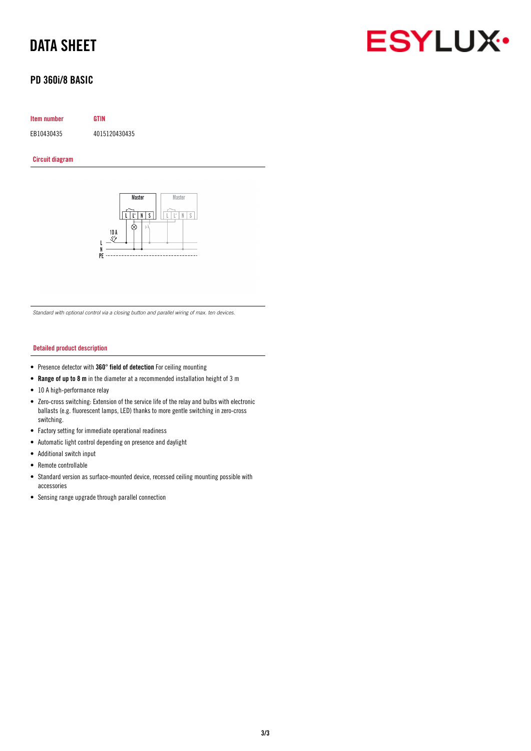# DATA SHEET

ESYLUX

## PD 360i/8 BASIC

| Item number | GTIN |
| --- | --- |
| EB10430435 | 4015120430435 |

### Circuit diagram

Master

Master

L L' N S

L L' N S

10 A

L

N

PE

*Standard with optional control via a closing button and parallel wiring of max. ten devices.*

### Detailed product description

- Presence detector with **360° field of detection** For ceiling mounting
- **Range of up to 8 m** in the diameter at a recommended installation height of 3 m
- 10 A high-performance relay
- Zero-cross switching: Extension of the service life of the relay and bulbs with electronic ballasts (e.g. fluorescent lamps, LED) thanks to more gentle switching in zero-cross switching.
- Factory setting for immediate operational readiness
- Automatic light control depending on presence and daylight
- Additional switch input
- Remote controllable
- Standard version as surface-mounted device, recessed ceiling mounting possible with accessories
- Sensing range upgrade through parallel connection